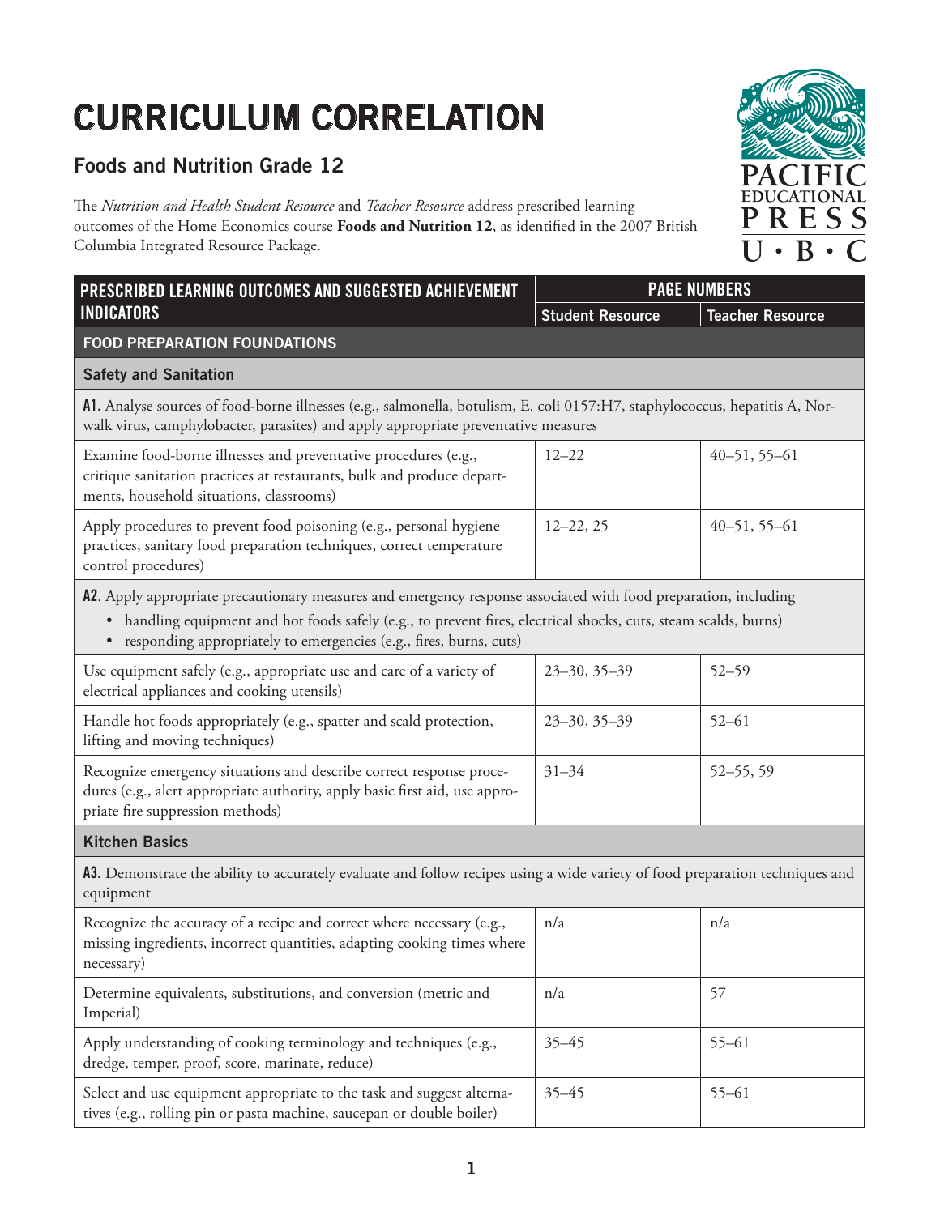# CURRICULUM CORRELATION

## Foods and Nutrition Grade 12

The *Nutrition and Health Student Resource* and *Teacher Resource* address prescribed learning outcomes of the Home Economics course **Foods and Nutrition 12**, as identified in the 2007 British Columbia Integrated Resource Package.

PACIFIC EDUCATIONAL PRESS U · B · C

| PRESCRIBED LEARNING OUTCOMES AND SUGGESTED ACHIEVEMENT INDICATORS | PAGE NUMBERS | |
|---|---|---|
| | Student Resource | Teacher Resource |
| **FOOD PREPARATION FOUNDATIONS** | | |
| **Safety and Sanitation** | | |
| **A1.** Analyse sources of food-borne illnesses (e.g., salmonella, botulism, E. coli 0157:H7, staphylococcus, hepatitis A, Norwalk virus, camphylobacter, parasites) and apply appropriate preventative measures | | |
| Examine food-borne illnesses and preventative procedures (e.g., critique sanitation practices at restaurants, bulk and produce departments, household situations, classrooms) | 12–22 | 40–51, 55–61 |
| Apply procedures to prevent food poisoning (e.g., personal hygiene practices, sanitary food preparation techniques, correct temperature control procedures) | 12–22, 25 | 40–51, 55–61 |
| **A2**. Apply appropriate precautionary measures and emergency response associated with food preparation, including<br>• handling equipment and hot foods safely (e.g., to prevent fires, electrical shocks, cuts, steam scalds, burns)<br>• responding appropriately to emergencies (e.g., fires, burns, cuts) | | |
| Use equipment safely (e.g., appropriate use and care of a variety of electrical appliances and cooking utensils) | 23–30, 35–39 | 52–59 |
| Handle hot foods appropriately (e.g., spatter and scald protection, lifting and moving techniques) | 23–30, 35–39 | 52–61 |
| Recognize emergency situations and describe correct response procedures (e.g., alert appropriate authority, apply basic first aid, use appropriate fire suppression methods) | 31–34 | 52–55, 59 |
| **Kitchen Basics** | | |
| **A3.** Demonstrate the ability to accurately evaluate and follow recipes using a wide variety of food preparation techniques and equipment | | |
| Recognize the accuracy of a recipe and correct where necessary (e.g., missing ingredients, incorrect quantities, adapting cooking times where necessary) | n/a | n/a |
| Determine equivalents, substitutions, and conversion (metric and Imperial) | n/a | 57 |
| Apply understanding of cooking terminology and techniques (e.g., dredge, temper, proof, score, marinate, reduce) | 35–45 | 55–61 |
| Select and use equipment appropriate to the task and suggest alternatives (e.g., rolling pin or pasta machine, saucepan or double boiler) | 35–45 | 55–61 |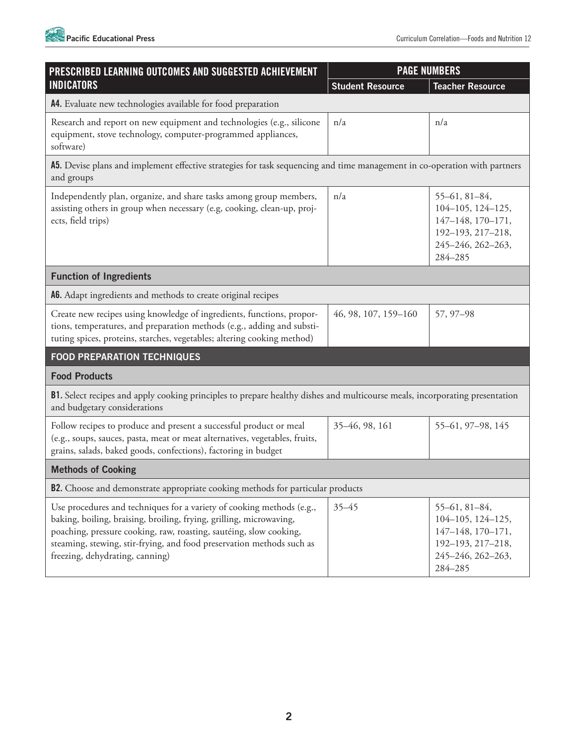| PRESCRIBED LEARNING OUTCOMES AND SUGGESTED ACHIEVEMENT INDICATORS | PAGE NUMBERS | |
|---|---|---|
| | Student Resource | Teacher Resource |
| **A4.** Evaluate new technologies available for food preparation | | |
| Research and report on new equipment and technologies (e.g., silicone equipment, stove technology, computer-programmed appliances, software) | n/a | n/a |
| **A5.** Devise plans and implement effective strategies for task sequencing and time management in co-operation with partners and groups | | |
| Independently plan, organize, and share tasks among group members, assisting others in group when necessary (e.g, cooking, clean-up, projects, field trips) | n/a | 55–61, 81–84, 104–105, 124–125, 147–148, 170–171, 192–193, 217–218, 245–246, 262–263, 284–285 |
| **Function of Ingredients** | | |
| **A6.** Adapt ingredients and methods to create original recipes | | |
| Create new recipes using knowledge of ingredients, functions, proportions, temperatures, and preparation methods (e.g., adding and substituting spices, proteins, starches, vegetables; altering cooking method) | 46, 98, 107, 159–160 | 57, 97–98 |
| **FOOD PREPARATION TECHNIQUES** | | |
| **Food Products** | | |
| **B1.** Select recipes and apply cooking principles to prepare healthy dishes and multicourse meals, incorporating presentation and budgetary considerations | | |
| Follow recipes to produce and present a successful product or meal (e.g., soups, sauces, pasta, meat or meat alternatives, vegetables, fruits, grains, salads, baked goods, confections), factoring in budget | 35–46, 98, 161 | 55–61, 97–98, 145 |
| **Methods of Cooking** | | |
| **B2.** Choose and demonstrate appropriate cooking methods for particular products | | |
| Use procedures and techniques for a variety of cooking methods (e.g., baking, boiling, braising, broiling, frying, grilling, microwaving, poaching, pressure cooking, raw, roasting, sautéing, slow cooking, steaming, stewing, stir-frying, and food preservation methods such as freezing, dehydrating, canning) | 35–45 | 55–61, 81–84, 104–105, 124–125, 147–148, 170–171, 192–193, 217–218, 245–246, 262–263, 284–285 |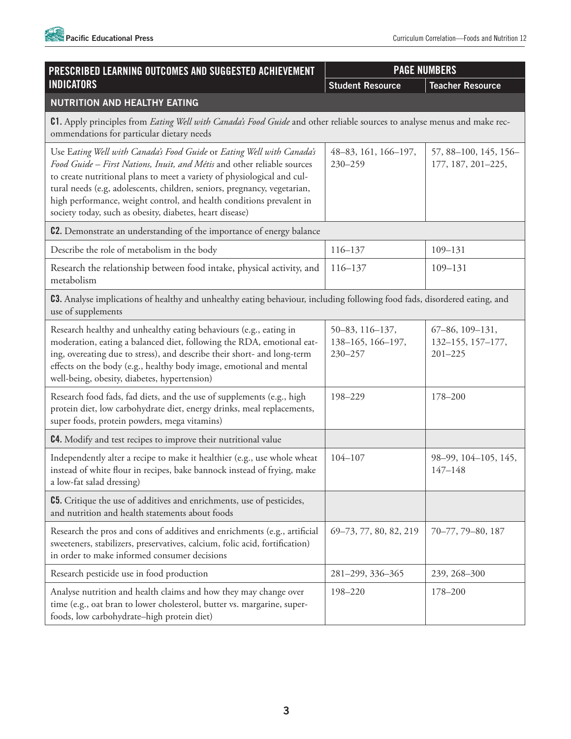| PRESCRIBED LEARNING OUTCOMES AND SUGGESTED ACHIEVEMENT INDICATORS | PAGE NUMBERS | |
|---|---|---|
| | Student Resource | Teacher Resource |
| **NUTRITION AND HEALTHY EATING** | | |
| **C1.** Apply principles from *Eating Well with Canada's Food Guide* and other reliable sources to analyse menus and make recommendations for particular dietary needs | | |
| Use *Eating Well with Canada's Food Guide* or *Eating Well with Canada's Food Guide – First Nations, Inuit, and Métis* and other reliable sources to create nutritional plans to meet a variety of physiological and cultural needs (e.g, adolescents, children, seniors, pregnancy, vegetarian, high performance, weight control, and health conditions prevalent in society today, such as obesity, diabetes, heart disease) | 48–83, 161, 166–197, 230–259 | 57, 88–100, 145, 156–177, 187, 201–225, |
| **C2.** Demonstrate an understanding of the importance of energy balance | | |
| Describe the role of metabolism in the body | 116–137 | 109–131 |
| Research the relationship between food intake, physical activity, and metabolism | 116–137 | 109–131 |
| **C3.** Analyse implications of healthy and unhealthy eating behaviour, including following food fads, disordered eating, and use of supplements | | |
| Research healthy and unhealthy eating behaviours (e.g., eating in moderation, eating a balanced diet, following the RDA, emotional eating, overeating due to stress), and describe their short- and long-term effects on the body (e.g., healthy body image, emotional and mental well-being, obesity, diabetes, hypertension) | 50–83, 116–137, 138–165, 166–197, 230–257 | 67–86, 109–131, 132–155, 157–177, 201–225 |
| Research food fads, fad diets, and the use of supplements (e.g., high protein diet, low carbohydrate diet, energy drinks, meal replacements, super foods, protein powders, mega vitamins) | 198–229 | 178–200 |
| **C4.** Modify and test recipes to improve their nutritional value | | |
| Independently alter a recipe to make it healthier (e.g., use whole wheat instead of white flour in recipes, bake bannock instead of frying, make a low-fat salad dressing) | 104–107 | 98–99, 104–105, 145, 147–148 |
| **C5.** Critique the use of additives and enrichments, use of pesticides, and nutrition and health statements about foods | | |
| Research the pros and cons of additives and enrichments (e.g., artificial sweeteners, stabilizers, preservatives, calcium, folic acid, fortification) in order to make informed consumer decisions | 69–73, 77, 80, 82, 219 | 70–77, 79–80, 187 |
| Research pesticide use in food production | 281–299, 336–365 | 239, 268–300 |
| Analyse nutrition and health claims and how they may change over time (e.g., oat bran to lower cholesterol, butter vs. margarine, superfoods, low carbohydrate–high protein diet) | 198–220 | 178–200 |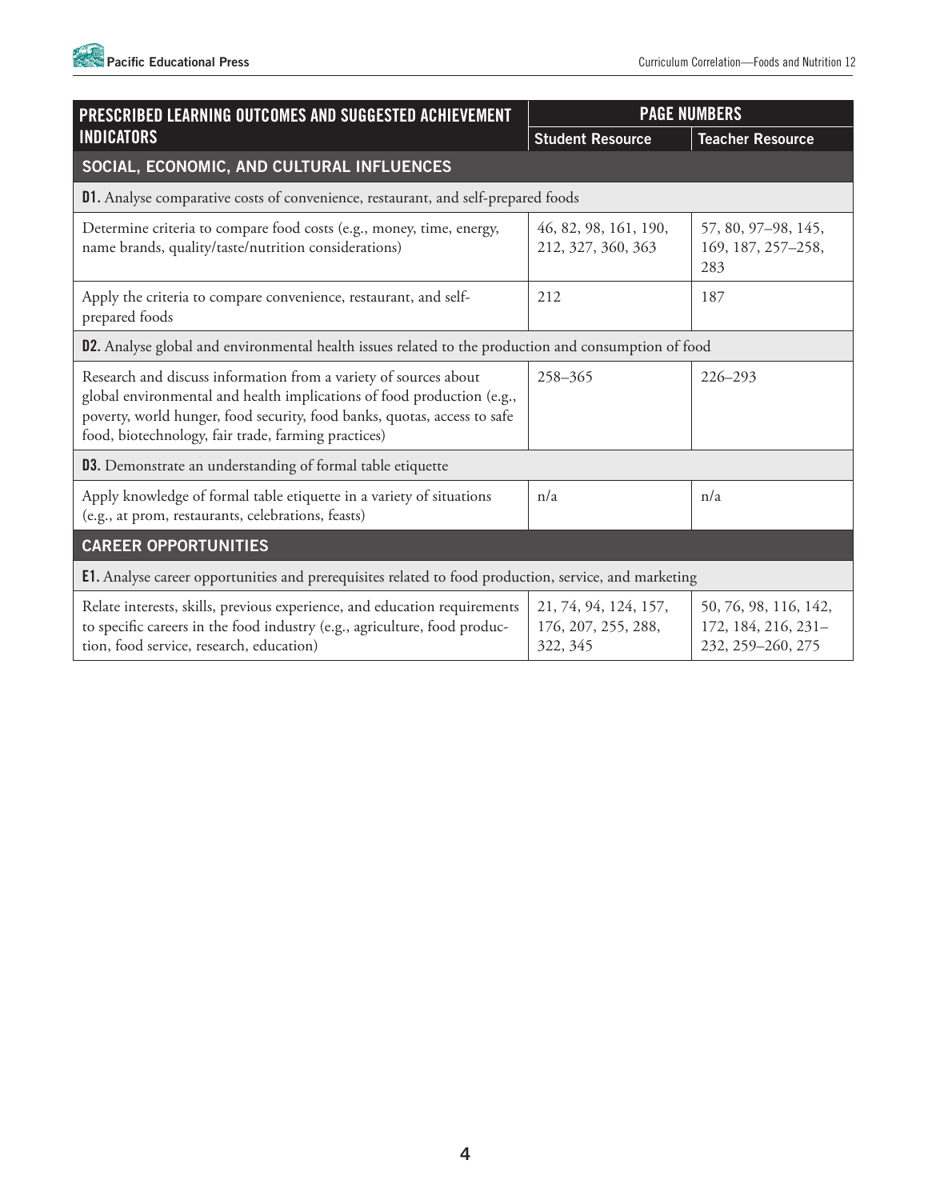| PRESCRIBED LEARNING OUTCOMES AND SUGGESTED ACHIEVEMENT INDICATORS | PAGE NUMBERS | |
|---|---|---|
| | Student Resource | Teacher Resource |
| **SOCIAL, ECONOMIC, AND CULTURAL INFLUENCES** | | |
| **D1.** Analyse comparative costs of convenience, restaurant, and self-prepared foods | | |
| Determine criteria to compare food costs (e.g., money, time, energy, name brands, quality/taste/nutrition considerations) | 46, 82, 98, 161, 190, 212, 327, 360, 363 | 57, 80, 97–98, 145, 169, 187, 257–258, 283 |
| Apply the criteria to compare convenience, restaurant, and self-prepared foods | 212 | 187 |
| **D2.** Analyse global and environmental health issues related to the production and consumption of food | | |
| Research and discuss information from a variety of sources about global environmental and health implications of food production (e.g., poverty, world hunger, food security, food banks, quotas, access to safe food, biotechnology, fair trade, farming practices) | 258–365 | 226–293 |
| **D3.** Demonstrate an understanding of formal table etiquette | | |
| Apply knowledge of formal table etiquette in a variety of situations (e.g., at prom, restaurants, celebrations, feasts) | n/a | n/a |
| **CAREER OPPORTUNITIES** | | |
| **E1.** Analyse career opportunities and prerequisites related to food production, service, and marketing | | |
| Relate interests, skills, previous experience, and education requirements to specific careers in the food industry (e.g., agriculture, food production, food service, research, education) | 21, 74, 94, 124, 157, 176, 207, 255, 288, 322, 345 | 50, 76, 98, 116, 142, 172, 184, 216, 231–232, 259–260, 275 |